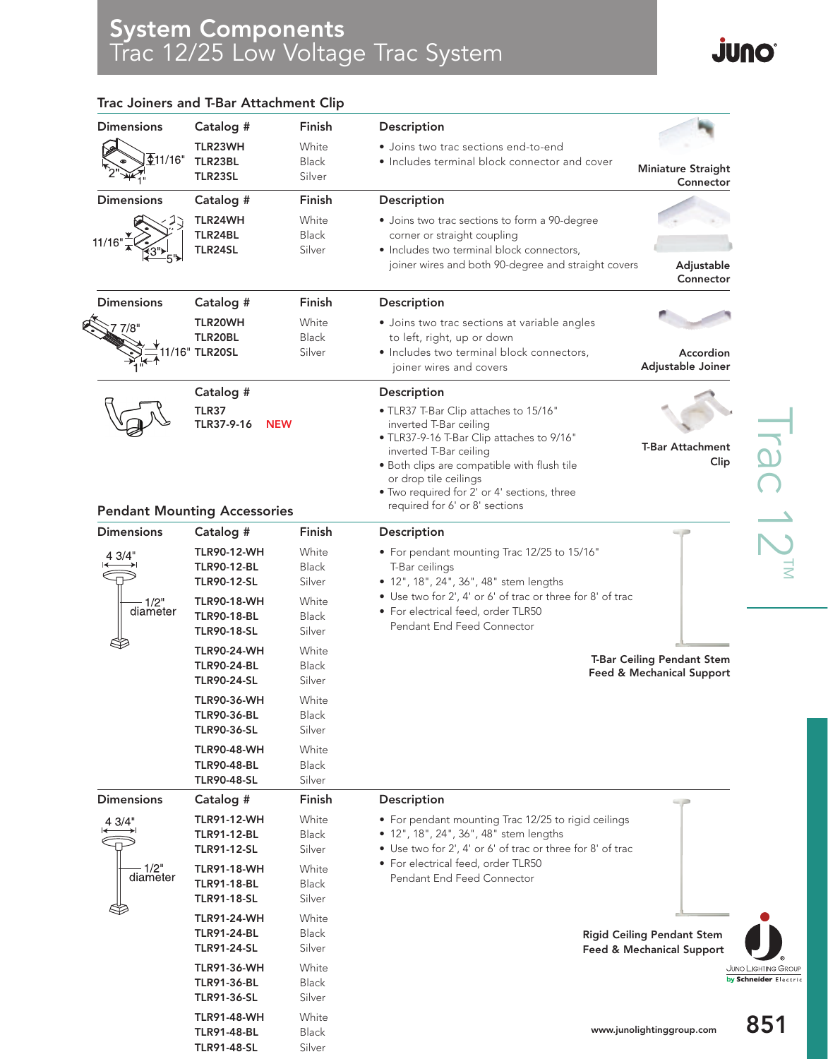# System Components
## Trac 12/25 Low Voltage Trac System

### Trac Joiners and T-Bar Attachment Clip

| Dimensions | Catalog # | Finish | Description |
|---|---|---|---|
| 11/16", 2", 1" | TLR23WH<br>TLR23BL<br>TLR23SL | White<br>Black<br>Silver | • Joins two trac sections end-to-end<br>• Includes terminal block connector and cover<br>**Miniature Straight Connector** |

| Dimensions | Catalog # | Finish | Description |
|---|---|---|---|
| 11/16", 3", 5" | TLR24WH<br>TLR24BL<br>TLR24SL | White<br>Black<br>Silver | • Joins two trac sections to form a 90-degree corner or straight coupling<br>• Includes two terminal block connectors, joiner wires and both 90-degree and straight covers<br>**Adjustable Connector** |

| Dimensions | Catalog # | Finish | Description |
|---|---|---|---|
| 7 7/8", 11/16", 1" | TLR20WH<br>TLR20BL<br>TLR20SL | White<br>Black<br>Silver | • Joins two trac sections at variable angles to left, right, up or down<br>• Includes two terminal block connectors, joiner wires and covers<br>**Accordion Adjustable Joiner** |

| Catalog # | Description |
|---|---|
| TLR37<br>TLR37-9-16 **NEW** | • TLR37 T-Bar Clip attaches to 15/16" inverted T-Bar ceiling<br>• TLR37-9-16 T-Bar Clip attaches to 9/16" inverted T-Bar ceiling<br>• Both clips are compatible with flush tile or drop tile ceilings<br>• Two required for 2' or 4' sections, three required for 6' or 8' sections<br>**T-Bar Attachment Clip** |

### Pendant Mounting Accessories

| Dimensions | Catalog # | Finish | Description |
|---|---|---|---|
| 4 3/4", 1/2" diameter | TLR90-12-WH | White | • For pendant mounting Trac 12/25 to 15/16" T-Bar ceilings |
| | TLR90-12-BL | Black | • 12", 18", 24", 36", 48" stem lengths |
| | TLR90-12-SL | Silver | • Use two for 2', 4' or 6' of trac or three for 8' of trac |
| | TLR90-18-WH | White | • For electrical feed, order TLR50 Pendant End Feed Connector |
| | TLR90-18-BL | Black | |
| | TLR90-18-SL | Silver | |
| | TLR90-24-WH | White | **T-Bar Ceiling Pendant Stem Feed & Mechanical Support** |
| | TLR90-24-BL | Black | |
| | TLR90-24-SL | Silver | |
| | TLR90-36-WH | White | |
| | TLR90-36-BL | Black | |
| | TLR90-36-SL | Silver | |
| | TLR90-48-WH | White | |
| | TLR90-48-BL | Black | |
| | TLR90-48-SL | Silver | |

| Dimensions | Catalog # | Finish | Description |
|---|---|---|---|
| 4 3/4", 1/2" diameter | TLR91-12-WH | White | • For pendant mounting Trac 12/25 to rigid ceilings |
| | TLR91-12-BL | Black | • 12", 18", 24", 36", 48" stem lengths |
| | TLR91-12-SL | Silver | • Use two for 2', 4' or 6' of trac or three for 8' of trac |
| | TLR91-18-WH | White | • For electrical feed, order TLR50 Pendant End Feed Connector |
| | TLR91-18-BL | Black | |
| | TLR91-18-SL | Silver | |
| | TLR91-24-WH | White | **Rigid Ceiling Pendant Stem Feed & Mechanical Support** |
| | TLR91-24-BL | Black | |
| | TLR91-24-SL | Silver | |
| | TLR91-36-WH | White | |
| | TLR91-36-BL | Black | |
| | TLR91-36-SL | Silver | |
| | TLR91-48-WH | White | |
| | TLR91-48-BL | Black | |
| | TLR91-48-SL | Silver | |

Trac 12™

Juno Lighting Group by Schneider Electric

www.junolightinggroup.com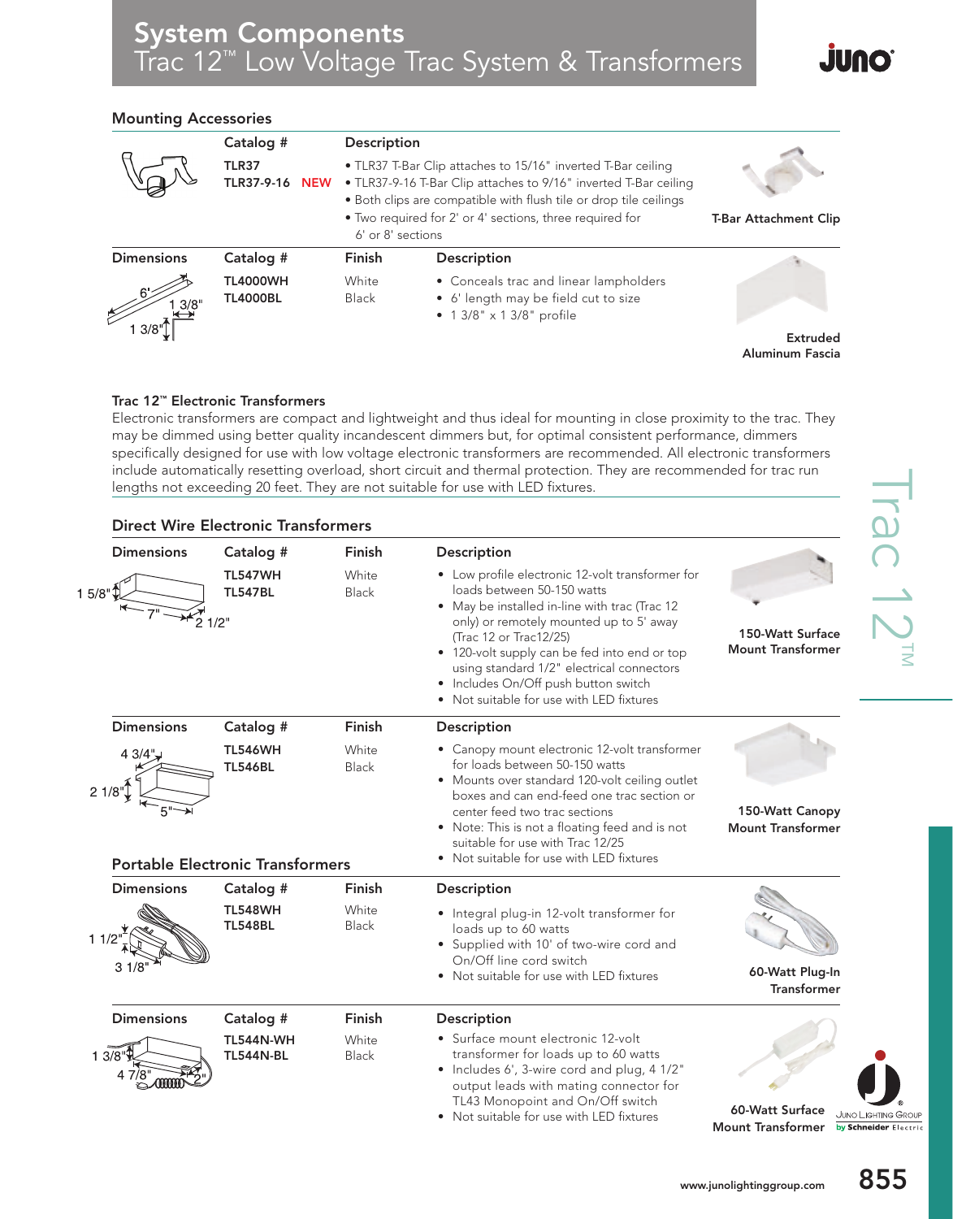# System Components
## Trac 12™ Low Voltage Trac System & Transformers

### Mounting Accessories

| Catalog # | Description | |
|---|---|---|
| TLR37<br>TLR37-9-16 **NEW** | • TLR37 T-Bar Clip attaches to 15/16" inverted T-Bar ceiling<br>• TLR37-9-16 T-Bar Clip attaches to 9/16" inverted T-Bar ceiling<br>• Both clips are compatible with flush tile or drop tile ceilings<br>• Two required for 2' or 4' sections, three required for 6' or 8' sections | T-Bar Attachment Clip |

| Dimensions | Catalog # | Finish | Description | |
|---|---|---|---|---|
| 6'<br>1 3/8"<br>1 3/8" | TL4000WH<br>TL4000BL | White<br>Black | • Conceals trac and linear lampholders<br>• 6' length may be field cut to size<br>• 1 3/8" x 1 3/8" profile | Extruded Aluminum Fascia |

### Trac 12™ Electronic Transformers

Electronic transformers are compact and lightweight and thus ideal for mounting in close proximity to the trac. They may be dimmed using better quality incandescent dimmers but, for optimal consistent performance, dimmers specifically designed for use with low voltage electronic transformers are recommended. All electronic transformers include automatically resetting overload, short circuit and thermal protection. They are recommended for trac run lengths not exceeding 20 feet. They are not suitable for use with LED fixtures.

### Direct Wire Electronic Transformers

| Dimensions | Catalog # | Finish | Description | |
|---|---|---|---|---|
| 1 5/8"<br>7"<br>2 1/2" | TL547WH<br>TL547BL | White<br>Black | • Low profile electronic 12-volt transformer for loads between 50-150 watts<br>• May be installed in-line with trac (Trac 12 only) or remotely mounted up to 5' away (Trac 12 or Trac12/25)<br>• 120-volt supply can be fed into end or top using standard 1/2" electrical connectors<br>• Includes On/Off push button switch<br>• Not suitable for use with LED fixtures | 150-Watt Surface Mount Transformer |
| 4 3/4"<br>2 1/8"<br>5" | TL546WH<br>TL546BL | White<br>Black | • Canopy mount electronic 12-volt transformer for loads between 50-150 watts<br>• Mounts over standard 120-volt ceiling outlet boxes and can end-feed one trac section or center feed two trac sections<br>• Note: This is not a floating feed and is not suitable for use with Trac 12/25<br>• Not suitable for use with LED fixtures | 150-Watt Canopy Mount Transformer |

### Portable Electronic Transformers

| Dimensions | Catalog # | Finish | Description | |
|---|---|---|---|---|
| 1 1/2"<br>3 1/8" | TL548WH<br>TL548BL | White<br>Black | • Integral plug-in 12-volt transformer for loads up to 60 watts<br>• Supplied with 10' of two-wire cord and On/Off line cord switch<br>• Not suitable for use with LED fixtures | 60-Watt Plug-In Transformer |
| 1 3/8"<br>4 7/8"<br>2" | TL544N-WH<br>TL544N-BL | White<br>Black | • Surface mount electronic 12-volt transformer for loads up to 60 watts<br>• Includes 6', 3-wire cord and plug, 4 1/2" output leads with mating connector for TL43 Monopoint and On/Off switch<br>• Not suitable for use with LED fixtures | 60-Watt Surface Mount Transformer |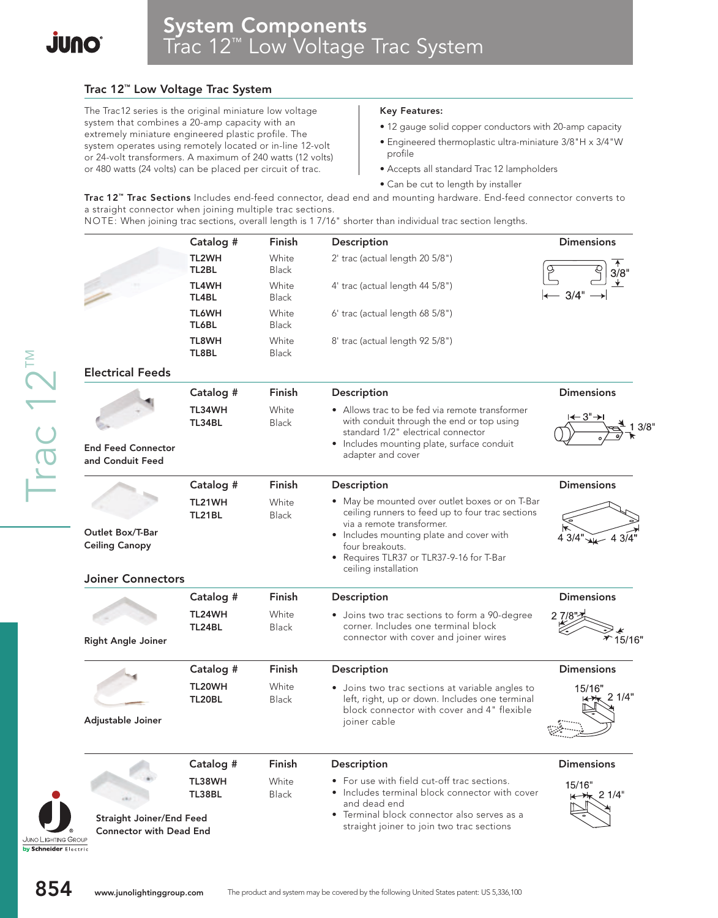# System Components
## Trac 12™ Low Voltage Trac System

### Trac 12™ Low Voltage Trac System

The Trac12 series is the original miniature low voltage system that combines a 20-amp capacity with an extremely miniature engineered plastic profile. The system operates using remotely located or in-line 12-volt or 24-volt transformers. A maximum of 240 watts (12 volts) or 480 watts (24 volts) can be placed per circuit of trac.

**Key Features:**

- 12 gauge solid copper conductors with 20-amp capacity
- Engineered thermoplastic ultra-miniature 3/8"H x 3/4"W profile
- Accepts all standard Trac 12 lampholders
- Can be cut to length by installer

**Trac 12™ Trac Sections** Includes end-feed connector, dead end and mounting hardware. End-feed connector converts to a straight connector when joining multiple trac sections.
NOTE: When joining trac sections, overall length is 1 7/16" shorter than individual trac section lengths.

| Catalog # | Finish | Description | Dimensions |
|---|---|---|---|
| TL2WH<br>TL2BL | White<br>Black | 2' trac (actual length 20 5/8") | 3/8" H x 3/4" W |
| TL4WH<br>TL4BL | White<br>Black | 4' trac (actual length 44 5/8") | |
| TL6WH<br>TL6BL | White<br>Black | 6' trac (actual length 68 5/8") | |
| TL8WH<br>TL8BL | White<br>Black | 8' trac (actual length 92 5/8") | |

### Electrical Feeds

**End Feed Connector and Conduit Feed**

| Catalog # | Finish | Description | Dimensions |
|---|---|---|---|
| TL34WH<br>TL34BL | White<br>Black | • Allows trac to be fed via remote transformer with conduit through the end or top using standard 1/2" electrical connector<br>• Includes mounting plate, surface conduit adapter and cover | 3"<br>1 3/8" |

**Outlet Box/T-Bar Ceiling Canopy**

| Catalog # | Finish | Description | Dimensions |
|---|---|---|---|
| TL21WH<br>TL21BL | White<br>Black | • May be mounted over outlet boxes or on T-Bar ceiling runners to feed up to four trac sections via a remote transformer.<br>• Includes mounting plate and cover with four breakouts.<br>• Requires TLR37 or TLR37-9-16 for T-Bar ceiling installation | 4 3/4"<br>4 3/4" |

### Joiner Connectors

**Right Angle Joiner**

| Catalog # | Finish | Description | Dimensions |
|---|---|---|---|
| TL24WH<br>TL24BL | White<br>Black | • Joins two trac sections to form a 90-degree corner. Includes one terminal block connector with cover and joiner wires | 2 7/8"<br>15/16" |

**Adjustable Joiner**

| Catalog # | Finish | Description | Dimensions |
|---|---|---|---|
| TL20WH<br>TL20BL | White<br>Black | • Joins two trac sections at variable angles to left, right, up or down. Includes one terminal block connector with cover and 4" flexible joiner cable | 15/16"<br>2 1/4" |

**Straight Joiner/End Feed Connector with Dead End**

| Catalog # | Finish | Description | Dimensions |
|---|---|---|---|
| TL38WH<br>TL38BL | White<br>Black | • For use with field cut-off trac sections.<br>• Includes terminal block connector with cover and dead end<br>• Terminal block connector also serves as a straight joiner to join two trac sections | 15/16"<br>2 1/4" |

www.junolightinggroup.com

The product and system may be covered by the following United States patent: US 5,336,100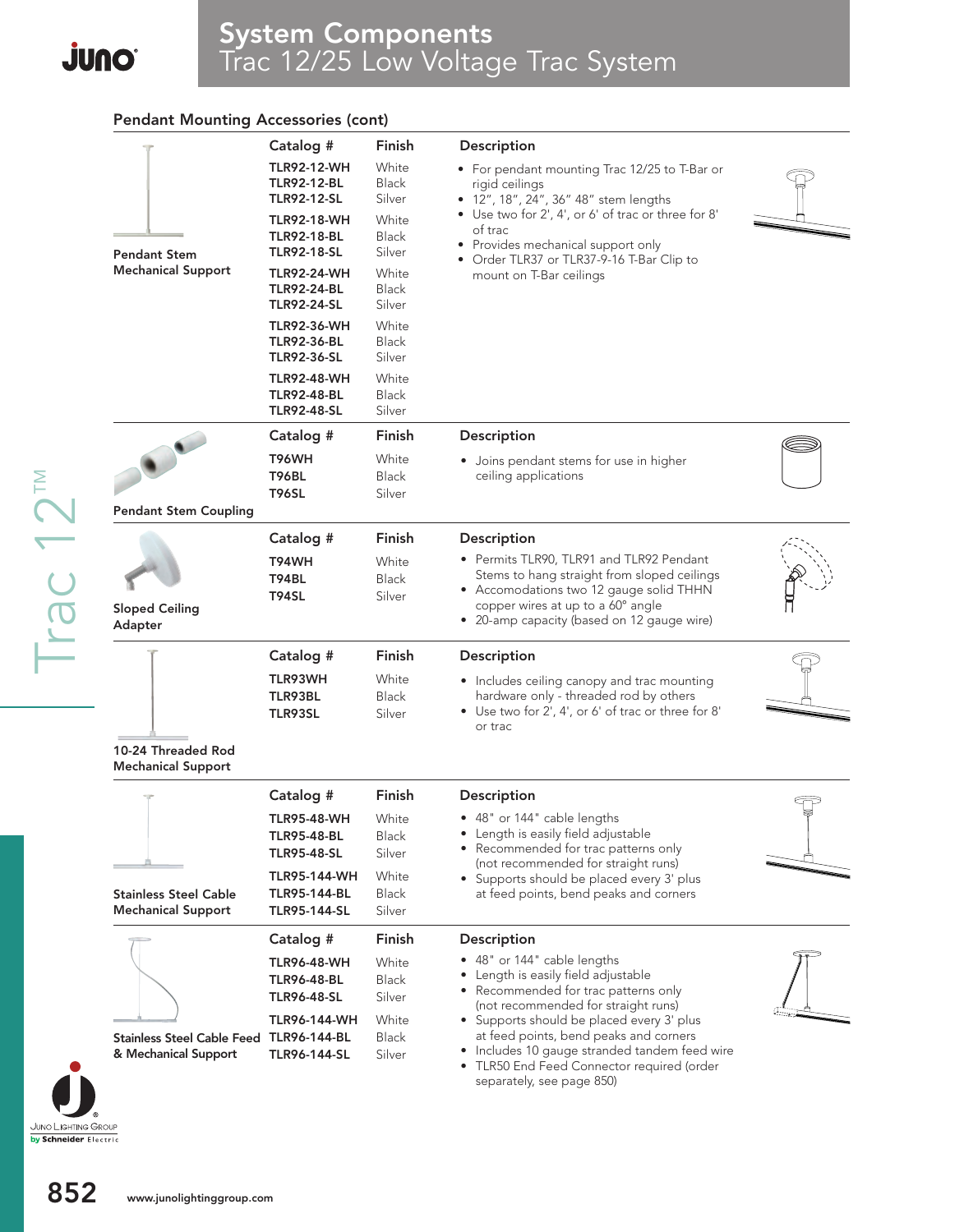# System Components
## Trac 12/25 Low Voltage Trac System

### Pendant Mounting Accessories (cont)

**Pendant Stem Mechanical Support**

| Catalog # | Finish | Description |
|---|---|---|
| TLR92-12-WH | White | • For pendant mounting Trac 12/25 to T-Bar or rigid ceilings<br>• 12", 18", 24", 36" 48" stem lengths<br>• Use two for 2', 4', or 6' of trac or three for 8' of trac<br>• Provides mechanical support only<br>• Order TLR37 or TLR37-9-16 T-Bar Clip to mount on T-Bar ceilings |
| TLR92-12-BL | Black | |
| TLR92-12-SL | Silver | |
| TLR92-18-WH | White | |
| TLR92-18-BL | Black | |
| TLR92-18-SL | Silver | |
| TLR92-24-WH | White | |
| TLR92-24-BL | Black | |
| TLR92-24-SL | Silver | |
| TLR92-36-WH | White | |
| TLR92-36-BL | Black | |
| TLR92-36-SL | Silver | |
| TLR92-48-WH | White | |
| TLR92-48-BL | Black | |
| TLR92-48-SL | Silver | |

**Pendant Stem Coupling**

| Catalog # | Finish | Description |
|---|---|---|
| T96WH | White | • Joins pendant stems for use in higher ceiling applications |
| T96BL | Black | |
| T96SL | Silver | |

**Sloped Ceiling Adapter**

| Catalog # | Finish | Description |
|---|---|---|
| T94WH | White | • Permits TLR90, TLR91 and TLR92 Pendant Stems to hang straight from sloped ceilings<br>• Accomodations two 12 gauge solid THHN copper wires at up to a 60° angle<br>• 20-amp capacity (based on 12 gauge wire) |
| T94BL | Black | |
| T94SL | Silver | |

**10-24 Threaded Rod Mechanical Support**

| Catalog # | Finish | Description |
|---|---|---|
| TLR93WH | White | • Includes ceiling canopy and trac mounting hardware only - threaded rod by others<br>• Use two for 2', 4', or 6' of trac or three for 8' or trac |
| TLR93BL | Black | |
| TLR93SL | Silver | |

**Stainless Steel Cable Mechanical Support**

| Catalog # | Finish | Description |
|---|---|---|
| TLR95-48-WH | White | • 48" or 144" cable lengths<br>• Length is easily field adjustable<br>• Recommended for trac patterns only (not recommended for straight runs)<br>• Supports should be placed every 3' plus at feed points, bend peaks and corners |
| TLR95-48-BL | Black | |
| TLR95-48-SL | Silver | |
| TLR95-144-WH | White | |
| TLR95-144-BL | Black | |
| TLR95-144-SL | Silver | |

**Stainless Steel Cable Feed & Mechanical Support**

| Catalog # | Finish | Description |
|---|---|---|
| TLR96-48-WH | White | • 48" or 144" cable lengths<br>• Length is easily field adjustable<br>• Recommended for trac patterns only (not recommended for straight runs)<br>• Supports should be placed every 3' plus at feed points, bend peaks and corners<br>• Includes 10 gauge stranded tandem feed wire<br>• TLR50 End Feed Connector required (order separately, see page 850) |
| TLR96-48-BL | Black | |
| TLR96-48-SL | Silver | |
| TLR96-144-WH | White | |
| TLR96-144-BL | Black | |
| TLR96-144-SL | Silver | |